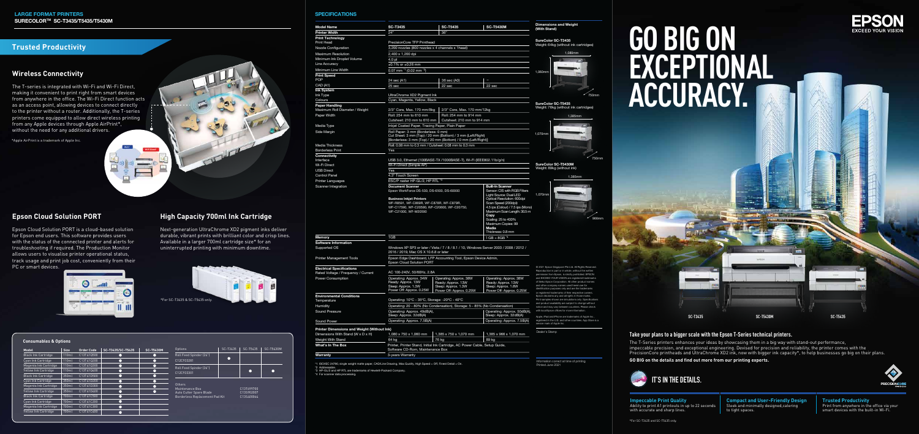LARGE FORMAT PRINTERS
SURECOLOR™ SC-T3435/T5435/T5430M

## Trusted Productivity

### Wireless Connectivity

The T-series is integrated with Wi-Fi and Wi-Fi Direct, making it convenient to print right from smart devices from anywhere in the office. The Wi-Fi Direct function acts as an access point, allowing devices to connect directly to the printer without a router. Additionally, the T-series printers come equipped to allow direct wireless printing from any Apple devices through Apple AirPrint*, without the need for any additional drivers.

*Apple AirPrint is a trademark of Apple Inc.

### Epson Cloud Solution PORT

Epson Cloud Solution PORT is a cloud-based solution for Epson end users. This software provides users with the status of the connected printer and alerts for troubleshooting if required. The Production Monitor allows users to visualise printer operational status, track usage and print job cost, conveniently from their PC or smart devices.

### High Capacity 700ml Ink Cartridge

Next-generation UltraChrome XD2 pigment inks deliver durable, vibrant prints with brilliant color and crisp lines. Available in a larger 700ml cartridge size* for an uninterrupted printing with minimum downtime.

*For SC-T3435 & SC-T5435 only.

### Consumables & Options

| Model | Size | Order Code | SC-T3435/SC-T5435 | SC-T5430M |
|---|---|---|---|---|
| Black Ink Cartridge | 110ml | C13T41Q100 | ● | ● |
| Cyan Ink Cartridge | 110ml | C13T41Q200 | ● | ● |
| Magenta Ink Cartridge | 110ml | C13T41Q300 | ● | ● |
| Yellow Ink Cartridge | 110ml | C13T41Q400 | ● | ● |
| Black Ink Cartridge | 350ml | C13T41Q500 | ● | ● |
| Cyan Ink Cartridge | 350ml | C13T41Q200 | ● | ● |
| Magenta Ink Cartridge | 350ml | C13T41Q300 | ● | ● |
| Yellow Ink Cartridge | 350ml | C13T41Q400 | ● | ● |
| Black Ink Cartridge | 700ml | C13T41C100 | ● | |
| Cyan Ink Cartridge | 700ml | C13T41C200 | ● | |
| Magenta Ink Cartridge | 700ml | C13T41C300 | ● | |
| Yellow Ink Cartridge | 700ml | C13T41C400 | ● | |

| Options | SC-T3435 | SC-T5435 | SC-T5430M |
|---|---|---|---|
| Roll Feed Spindle (24") C12C933281 | ● | | |
| Roll Feed Spindle (36") C12C933301 | | ● | ● |
| **Others** | | | |
| Maintenance Box | C13T699700 | | |
| Auto Cutter Spare Blade | C13S902007 | | |
| Borderless Replacement Pad Kit | C13S400064 | | |

## SPECIFICATIONS

| Model Name | SC-T3435 | SC-T5435 | SC-T5430M |
|---|---|---|---|
| Printer Width | 24" | 36" | |
| **Print Technology** | | | |
| Print Head | PrecisionCore TFP Printhead | | |
| Nozzle Configuration | 3,200 nozzles (800 nozzles x 4 channels x 1head) | | |
| Maximum Resolution | 2,400 x 1,200 dpi | | |
| Minimum Ink Droplet Volume | 4.0 pl | | |
| Line Accuracy | ±0.1% or ±0.26 mm | | |
| Minimum Line Width | 0.07 mm *1 (0.02 mm *2) | | |
| **Print Speed** | | | |
| POP | 24 sec (A1) | 36 sec (A0) | – |
| CAD (A1) | 25 sec | 22 sec | 22 sec |
| **Ink System** | | | |
| Ink Type | UltraChrome XD2 Pigment Ink | | |
| Colours | Cyan, Magenta, Yellow, Black | | |
| **Paper Handling** | | | |
| Maximum Roll Diameter / Weight | 2/3" Core, Max. 170 mm/8kg | 2/3" Core, Max. 170 mm/12kg | |
| Paper Width | Roll: 254 mm to 610 mm; Cutsheet: 210 mm to 610 mm | Roll: 254 mm to 914 mm; Cutsheet: 210 mm to 914 mm | |
| Media Type | Inkjet Coated Paper, Tracing Paper, Plain Paper | | |
| Side Margin | Roll Paper: 3 mm (Borderless: 0 mm); Cut Sheet: 3 mm (Top) / 20 mm (Bottom) / 3 mm (Left/Right) [Borderless: 3 mm (Top) / 20 mm (Bottom) / 0 mm (Left/Right)] | | |
| Media Thickness | Roll: 0.08 mm to 0.3 mm / Cutsheet: 0.08 mm to 0.3 mm | | |
| Borderless Print | Yes | | |
| **Connectivity** | | | |
| Interface | USB 3.0, Ethernet (100BASE-TX /1000BASE-T), Wi-Fi (IEEE802.11b/g/n) | | |
| Wi-Fi Direct | Wi-Fi Direct (Simple AP) | | |
| USB Direct | Yes | | |
| Control Panel | 4.3" Touch Screen | | |
| Printer Languages | ESC/P raster HP-GL/2, HP RTL *3 | | |
| Scanner Integration | **Document Scanner**: Epson WorkForce DS-530, DS-6500, DS-60000; **Business Inkjet Printers**: WF-R8591, WF-C869R, WF-C878R, WF-C879R, WF-C17590, WF-C20590, WF-C20600, WF-C20750, WF-C21000, WF-M21000 | | **Built-In Scanner**: Sensor: CIS with RGB Filters; Light Source: Dual LED; Optical Resolution: 600dpi; Scan Speed 200dpi: 4.5 ips (Colour) / 7.5 ips (Mono); Maximum Scan Length: 30.5 m; **Copy**: Scaling: 25 to 400%; Maximum Copies: 99; **Media**: Thickness: 0.8 mm |
| **Memory** | 1GB | | 1 GB + 8GB *4 |
| **Software Information** | | | |
| Supported OS | Windows XP SP3 or later / Vista / 7 / 8 / 8.1 / 10, Windows Server 2003 / 2008 / 2012 / 2016 / 2019, Mac OS X 10.6.8 or later | | |
| Printer Management Tools | Epson Edge Dashboard, LFP Accounting Tool, Epson Device Admin, Epson Cloud Solution PORT | | |
| **Electrical Specifications** | | | |
| Rated Voltage / Frequency / Current | AC 100-240V, 50/60Hz, 2.8A | | |
| Power Consumption | Operating: Approx. 34W; Ready: Approx. 13W; Sleep: Approx. 1.3W; Power Off: Approx. 0.25W | Operating: Approx. 38W; Ready: Approx. 13W; Sleep: Approx. 1.3W; Power Off: Approx. 0.25W | Operating: Approx. 38W; Ready: Approx. 13W; Sleep: Approx. 1.6W; Power Off: Approx. 0.25W |
| **Environmental Conditions** | | | |
| Temperature | Operating: 10°C - 35°C, Storage: -20°C - 40°C | | |
| Humidity | Operating: 20 - 80% (No Condensation), Storage: 5 - 85% (No Condensation) | | |
| Sound Pressure | Operating: Approx. 49dB(A), Sleep: Approx. 32dB(A) | | Operating: Approx. 50dB(A), Sleep: Approx. 32dB(A) |
| Sound Power | Operating: Approx. 7.5B(A) | | Operating: Approx. 7.5B(A) |
| **Printer Dimensions and Weight (Without Ink)** | | | |
| Dimensions With Stand (W x D x H) | 1,080 x 750 x 1,060 mm | 1,385 x 750 x 1,070 mm | 1,385 x 966 x 1,070 mm |
| Weight With Stand | 64 kg | 76 kg | 89 kg |
| What's In The Box | Printer, Printer Stand, Initial Ink Cartridge, AC Power Cable, Setup Guide, Software CD-Rom, Maintenance Box | | |
| **Warranty** | 3-years Warranty | | |

*1 ISO/IEC 24790, single weight matte paper, CAD/Line Drawing, Max Quality, High Speed = Off, Finest Detail = On.
*2 Addressable.
*3 HP-GL/2 and HP RTL are trademarks of Hewlett-Packard Company.
*4 For scanner data processing.

### Dimensions and Weight (With Stand)

**SureColor SC-T3435**
Weight: 64kg (without ink cartridges)
1,080mm / 1,060mm / 750mm

**SureColor SC-T5435**
Weight: 76kg (without ink cartridges)
1,385mm / 1,070mm / 750mm

**SureColor SC-T5430M**
Weight: 89kg (without ink)
1,385mm / 1,070mm / 966mm

© 2021 Epson Singapore Pte Ltd. All Rights Reserved. Reproduction in part or in whole, without the written permission from Epson, is strictly prohibited. EPSON and EXCEED YOUR VISION are registered trademarks of Seiko Epson Corporation. All other product names and other company names used herein are for identification purposes only and are the trademarks or registered trademarks of their respective owners. Epson disclaims any and all rights in those marks. Print samples shown are simulations only. Specifications and product availability are subject to change without notice and may vary between countries. Please check with local Epson offices for more information.

Apple, iPad and iPhone are trademarks of Apple Inc., registered in the U.S. and other countries. App Store is a service mark of Apple Inc.

Dealer's Stamp:

Information correct at time of printing. Printed June 2021.

EPSON
EXCEED YOUR VISION

# GO BIG ON EXCEPTIONAL ACCURACY.

SC-T3435 SC-T5430M SC-T5435

**Take your plans to a bigger scale with the Epson T-Series technical printers.**

The T-Series printers enhances your ideas by showcasing them in a big way with stand-out performance, impeccable precision, and exceptional engineering. Devised for precision and reliability, the printer comes with the PrecisionCore printheads and UltraChrome XD2 ink, now with bigger ink capacity*, to help businesses go big on their plans.

**GO BIG on the details and find out more from our printing experts.**

## IT'S IN THE DETAILS.

**Impeccable Print Quality**
Ability to print A1 printouts in up to 22 seconds with accurate and sharp lines.

**Compact and User-Friendly Design**
Sleek and minimally designed,catering to tight spaces.

**Trusted Productivity**
Print from anywhere in the office via your smart devices with the built-in Wi-Fi.

*For SC-T3435 and SC-T5435 only.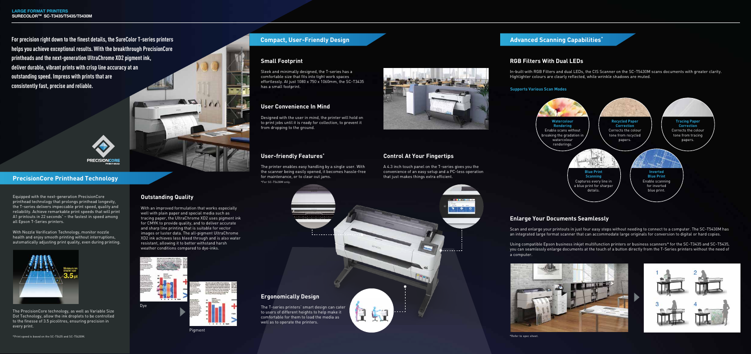LARGE FORMAT PRINTERS
SURECOLOR™ SC-T3435/T5435/T5430M

**For precision right down to the finest details, the SureColor T-series printers helps you achieve exceptional results. With the breakthrough PrecisionCore printheads and the next-generation UltraChrome XD2 pigment ink, deliver durable, vibrant prints with crisp line accuracy at an outstanding speed. Impress with prints that are consistently fast, precise and reliable.**

## PrecisionCore Printhead Technology

Equipped with the next-generation PrecisionCore printhead technology that prolongs printhead longevity, the T-series delivers impeccable print speed, quality and reliability. Achieve remarkable print speeds that will print A1 printouts in 22 seconds* – the fastest in speed among all Epson T-Series printers.

With Nozzle Verification Technology, monitor nozzle health and enjoy smooth printing without interruptions, automatically adjusting print quality, even during printing.

Minimum ink droplet size 3.5pl

The PrecisionCore technology, as well as Variable Size Dot Technology, allow the ink droplets to be controlled to the finesse of 3.5 picolitres, ensuring precision in every print.

*Print speed is based on the SC-T5435 and SC-T5430M.

### Outstanding Quality

With an improved formulation that works especially well with plain paper and special media such as tracing paper, the UltraChrome XD2 uses pigment ink for CMYK to provide quality, and to deliver accurate and sharp line printing that is suitable for vector images or luster data. The all-pigment UltraChrome XD2 ink achieves less bleed through and is also water resistant, allowing it to better withstand harsh weather conditions compared to dye-inks.

Dye

Pigment

## Compact, User-Friendly Design

### Small Footprint

Sleek and minimally designed, the T-series has a comfortable size that fits into tight work spaces effortlessly. At just 1080 x 750 x 1060mm, the SC-T3435 has a small footprint.

### User Convenience In Mind

Designed with the user in mind, the printer will hold on to print jobs until it is ready for collection, to prevent it from dropping to the ground.

### User-friendly Features*

The printer enables easy handling by a single user. With the scanner being easily opened, it becomes hassle-free for maintenance, or to clear out jams.

*For SC-T5430M only.

### Control At Your Fingertips

A 4.3 inch touch panel on the T-series gives you the convenience of an easy setup and a PC-less operation that just makes things extra efficient.

### Ergonomically Design

The T-series printers' smart design can cater to users of different heights to help make it comfortable for them to load the media as well as to operate the printers.

## Advanced Scanning Capabilities*

### RGB Filters With Dual LEDs

In-built with RGB Filters and dual LEDs, the CIS Scanner on the SC-T5430M scans documents with greater clarity. Highlighter colours are clearly reflected, while wrinkle shadows are muted.

**Supports Various Scan Modes**

**Watercolour Rendering**
Enable scans without breaking the gradation in watercolour renderings.

**Recycled Paper Correction**
Corrects the colour tone from recycled papers.

**Tracing Paper Correction**
Corrects the colour tone from tracing papers.

**Blue Print Scanning**
Captures every line in a blue print for sharper details.

**Inverted Blue Print**
Enable scanning for inverted blue print.

### Enlarge Your Documents Seamlessly

Scan and enlarge your printouts in just four easy steps without needing to connect to a computer. The SC-T5430M has an integrated large format scanner that can accommodate large originals for conversion to digital or hard copies.

Using compatible Epson business inkjet multifunction printers or business scanners* for the SC-T3435 and SC-T5435, you can seamlessly enlarge documents at the touch of a button directly from the T-Series printers without the need of a computer.

1 2 3 4

*Refer to spec sheet.